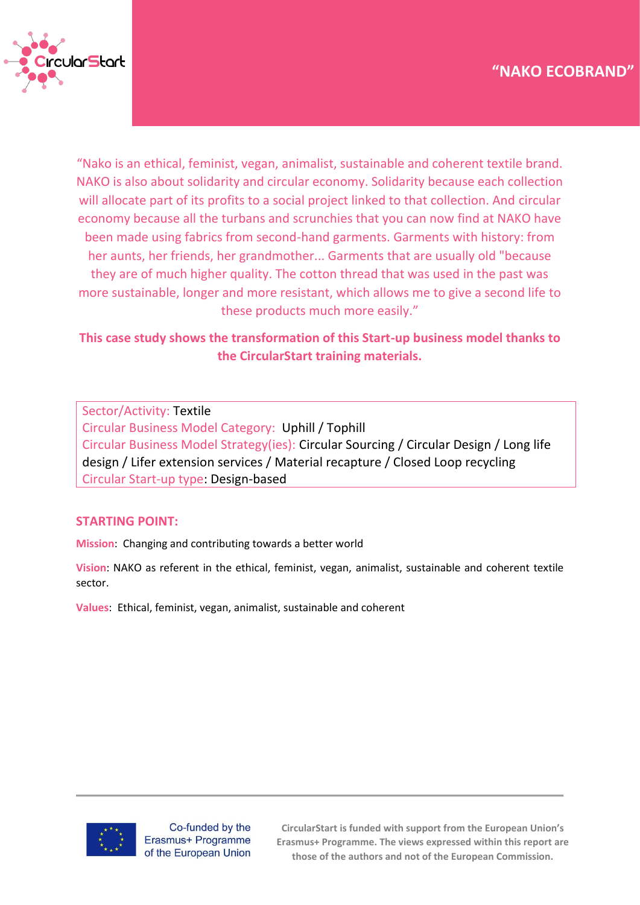# "NAKO ECOBRAND"

"Nako is an ethical, feminist, vegan, animalist, sustainable and coherent textile brand. NAKO is also about solidarity and circular economy. Solidarity because each collection will allocate part of its profits to a social project linked to that collection. And circular economy because all the turbans and scrunchies that you can now find at NAKO have been made using fabrics from second-hand garments. Garments with history: from her aunts, her friends, her grandmother... Garments that are usually old "because they are of much higher quality. The cotton thread that was used in the past was more sustainable, longer and more resistant, which allows me to give a second life to these products much more easily."

**This case study shows the transformation of this Start-up business model thanks to the CircularStart training materials.**

Sector/Activity: Textile
Circular Business Model Category: Uphill / Tophill
Circular Business Model Strategy(ies): Circular Sourcing / Circular Design / Long life design / Lifer extension services / Material recapture / Closed Loop recycling
Circular Start-up type: Design-based

## STARTING POINT:

**Mission**: Changing and contributing towards a better world

**Vision**: NAKO as referent in the ethical, feminist, vegan, animalist, sustainable and coherent textile sector.

**Values**: Ethical, feminist, vegan, animalist, sustainable and coherent

Co-funded by the Erasmus+ Programme of the European Union

CircularStart is funded with support from the European Union's Erasmus+ Programme. The views expressed within this report are those of the authors and not of the European Commission.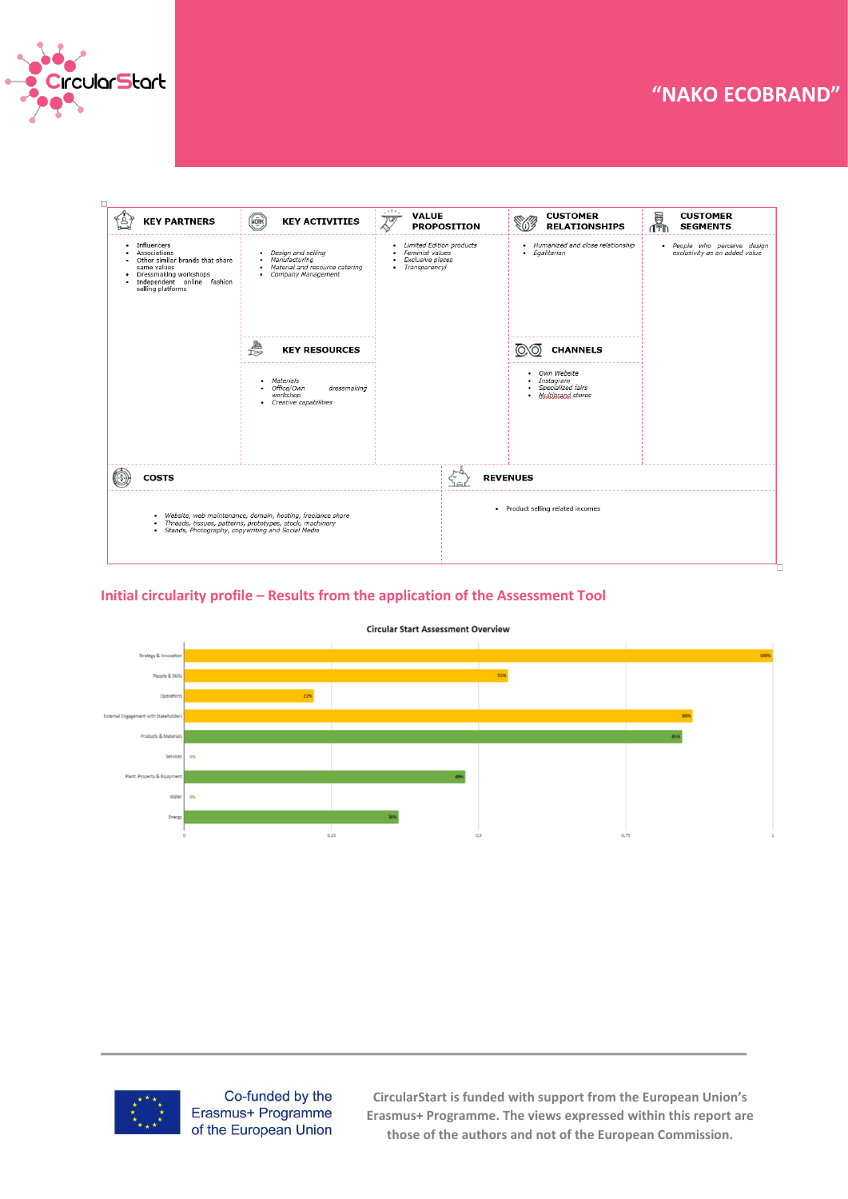# "NAKO ECOBRAND"

| KEY PARTNERS | KEY ACTIVITIES | VALUE PROPOSITION | CUSTOMER RELATIONSHIPS | CUSTOMER SEGMENTS |
|---|---|---|---|---|
| • Influencers<br>• Associations<br>• Other similar brands that share same values<br>• Dressmaking workshops<br>• Independent online fashion selling platforms | • Design and selling<br>• Manufacturing<br>• Material and resource catering<br>• Company Management | • Limited Edition products<br>• Feminist values<br>• Exclusive pieces<br>• Transparencyl | • Humanized and close relationship<br>• Egalitarian | • People who perceive design exclusivity as an added value |
| | **KEY RESOURCES** | | **CHANNELS** | |
| | • Materials<br>• Office/Own dressmaking workshop<br>• Creative capabilities | | • Own Website<br>• Instagram<br>• Specialized fairs<br>• Multibrand stores | |

| COSTS | REVENUES |
|---|---|
| • Website, web maintenance, domain, hosting, freelance share<br>• Threads, tissues, patterns, prototypes, stock, machinary<br>• Stands, Photography, copywriting and Social Media | • Product selling related incomes |

## Initial circularity profile – Results from the application of the Assessment Tool

**Circular Start Assessment Overview**

| Category | Score |
|---|---|
| Strategy & Innovation | 100% |
| People & Skills | 55% |
| Operations | 22% |
| External Engagement with Stakeholders | 86% |
| Products & Materials | 85% |
| Services | 0% |
| Plant, Property & Equipment | 48% |
| Water | 0% |
| Energy | 36% |

CircularStart is funded with support from the European Union's Erasmus+ Programme. The views expressed within this report are those of the authors and not of the European Commission.

Co-funded by the Erasmus+ Programme of the European Union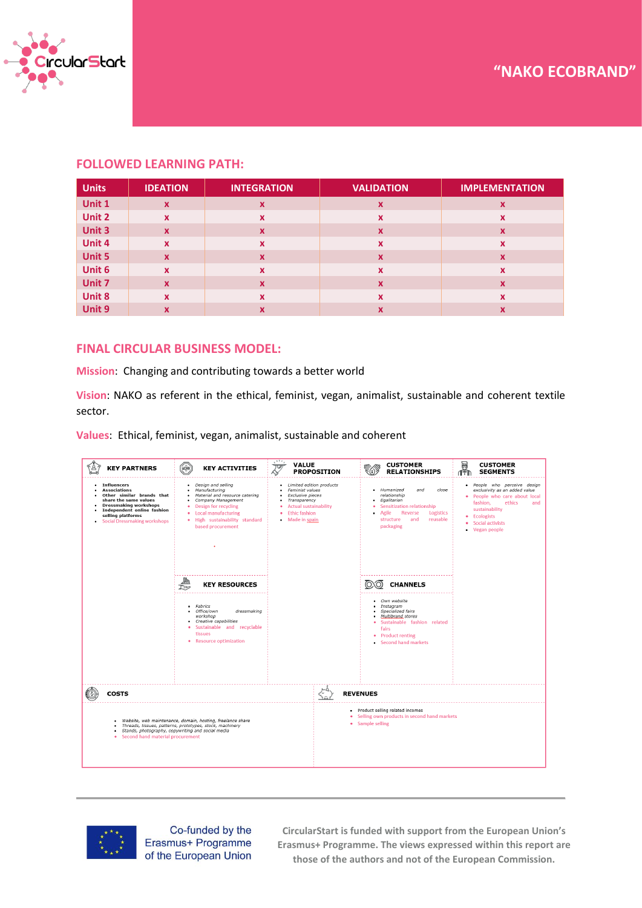# "NAKO ECOBRAND"

## FOLLOWED LEARNING PATH:

| Units | IDEATION | INTEGRATION | VALIDATION | IMPLEMENTATION |
|---|---|---|---|---|
| Unit 1 | x | x | x | x |
| Unit 2 | x | x | x | x |
| Unit 3 | x | x | x | x |
| Unit 4 | x | x | x | x |
| Unit 5 | x | x | x | x |
| Unit 6 | x | x | x | x |
| Unit 7 | x | x | x | x |
| Unit 8 | x | x | x | x |
| Unit 9 | x | x | x | x |

## FINAL CIRCULAR BUSINESS MODEL:

**Mission**: Changing and contributing towards a better world

**Vision**: NAKO as referent in the ethical, feminist, vegan, animalist, sustainable and coherent textile sector.

**Values**: Ethical, feminist, vegan, animalist, sustainable and coherent

### KEY PARTNERS

- **Influencers**
- **Associations**
- **Other similar brands that share the same values**
- **Dressmaking workshops**
- **Independent online fashion selling platforms**
- Social Dressmaking workshops

### KEY ACTIVITIES

- *Design and selling*
- *Manufacturing*
- *Material and resource catering*
- *Company Management*
- Design for recycling
- Local manufacturing
- High sustainability standard based procurement

### KEY RESOURCES

- *Fabrics*
- *Office/own dressmaking workshop*
- *Creative capabilities*
- Sustainable and recyclable tissues
- Resource optimization

### VALUE PROPOSITION

- *Limited edition products*
- *Feminist values*
- *Exclusive pieces*
- *Transparency*
- Actual sustainability
- Ethic fashion
- Made in spain

### CUSTOMER RELATIONSHIPS

- *Humanized and close relationship*
- *Egalitarian*
- Sensitization relationship
- Agile Reverse Logistics structure and reusable packaging

### CHANNELS

- *Own website*
- *Instagram*
- *Specialized fairs*
- *Multibrand stores*
- Sustainable fashion related fairs
- Product renting
- Second hand markets

### CUSTOMER SEGMENTS

- *People who perceive design exclusivity as an added value*
- People who care about local fashion, ethics and sustainability
- Ecologists
- Social activists
- Vegan people

### COSTS

- *Website, web maintenance, domain, hosting, freelance share*
- *Threads, tissues, patterns, prototypes, stock, machinery*
- *Stands, photography, copywriting and social media*
- Second hand material procurement

### REVENUES

- Product selling related incomes
- Selling own products in second hand markets
- Sample selling

Co-funded by the Erasmus+ Programme of the European Union

CircularStart is funded with support from the European Union's Erasmus+ Programme. The views expressed within this report are those of the authors and not of the European Commission.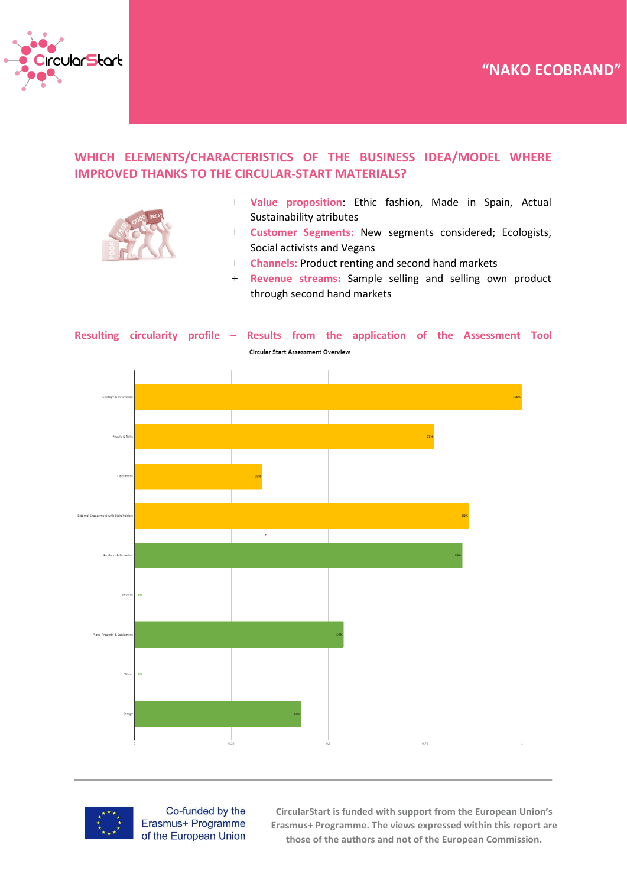# "NAKO ECOBRAND"

## WHICH ELEMENTS/CHARACTERISTICS OF THE BUSINESS IDEA/MODEL WHERE IMPROVED THANKS TO THE CIRCULAR-START MATERIALS?

+ **Value proposition**: Ethic fashion, Made in Spain, Actual Sustainability atributes
+ **Customer Segments:** New segments considered; Ecologists, Social activists and Vegans
+ **Channels:** Product renting and second hand markets
+ **Revenue streams:** Sample selling and selling own product through second hand markets

## Resulting circularity profile – Results from the application of the Assessment Tool

**Circular Start Assessment Overview**

| Category | Result |
|---|---|
| Strategy & Innovation | 100% |
| People & Skills | 77% |
| Operations | 33% |
| External Engagement with Stakeholders | 86% |
| Products & Materials | 85% |
| Services | 0% |
| Plant, Property & Equipment | 54% |
| Water | 0% |
| Energy | 43% |

CircularStart is funded with support from the European Union's Erasmus+ Programme. The views expressed within this report are those of the authors and not of the European Commission.

Co-funded by the Erasmus+ Programme of the European Union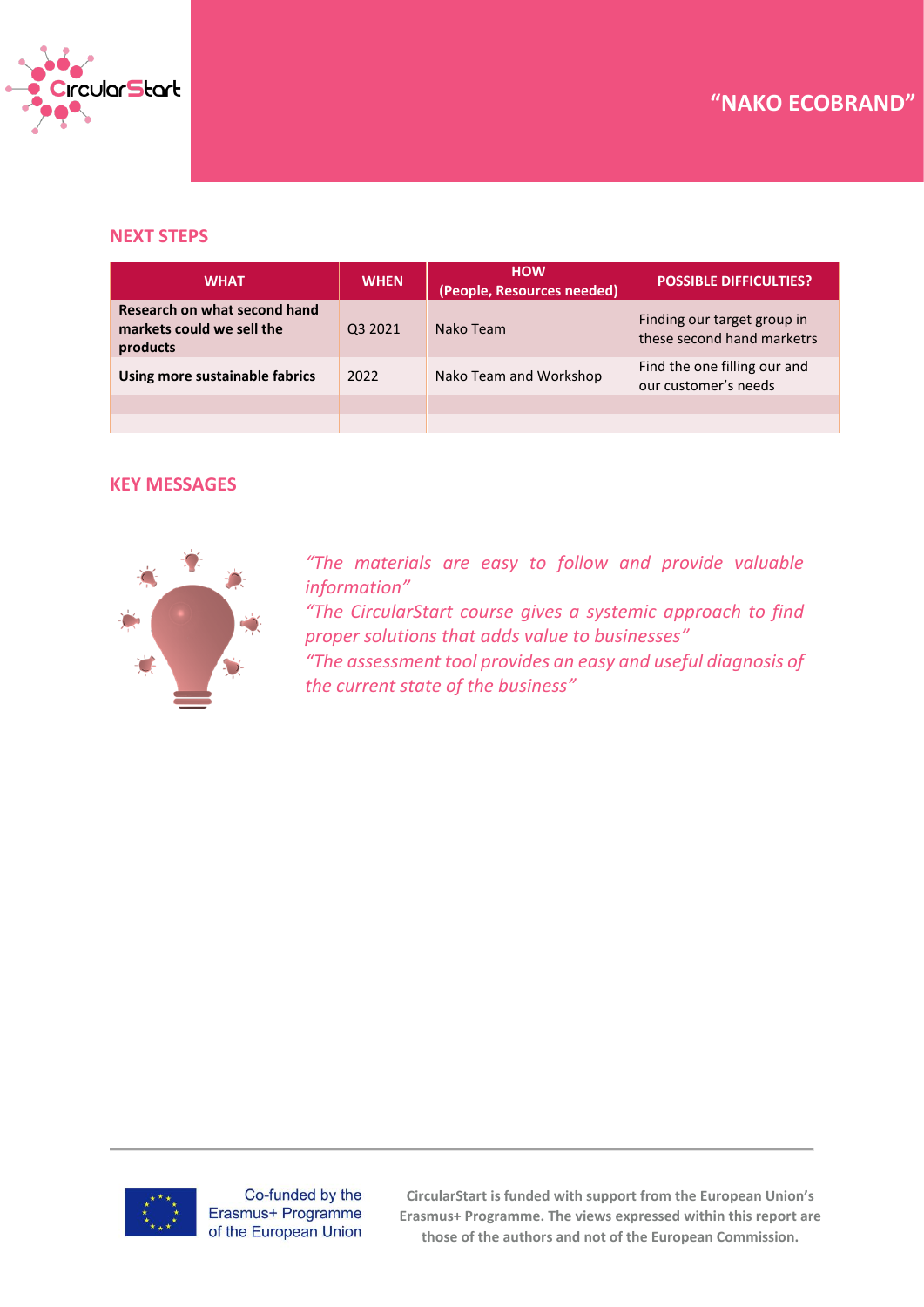“NAKO ECOBRAND”

## NEXT STEPS

| WHAT | WHEN | HOW (People, Resources needed) | POSSIBLE DIFFICULTIES? |
|---|---|---|---|
| **Research on what second hand markets could we sell the products** | Q3 2021 | Nako Team | Finding our target group in these second hand marketrs |
| **Using more sustainable fabrics** | 2022 | Nako Team and Workshop | Find the one filling our and our customer’s needs |
| | | | |
| | | | |

## KEY MESSAGES

*“The materials are easy to follow and provide valuable information”*
*“The CircularStart course gives a systemic approach to find proper solutions that adds value to businesses”*
*“The assessment tool provides an easy and useful diagnosis of the current state of the business”*

Co-funded by the Erasmus+ Programme of the European Union

**CircularStart is funded with support from the European Union’s Erasmus+ Programme. The views expressed within this report are those of the authors and not of the European Commission.**